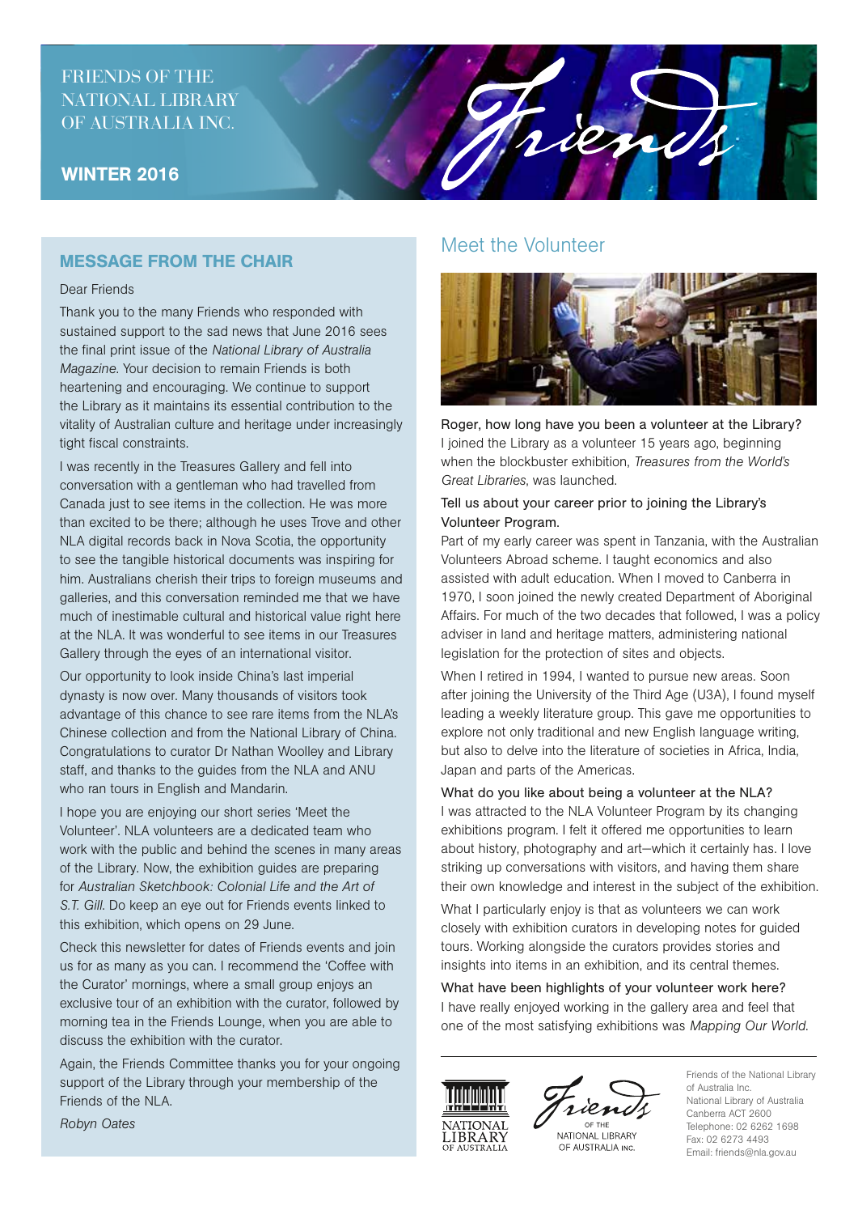FRIENDS OF THE NATIONAL LIBRARY OF AUSTRALIA INC.

**WINTER 2016**

## MESSAGE FROM THE CHAIR

Dear Friends

Thank you to the many Friends who responded with sustained support to the sad news that June 2016 sees the final print issue of the *National Library of Australia Magazine*. Your decision to remain Friends is both heartening and encouraging. We continue to support the Library as it maintains its essential contribution to the vitality of Australian culture and heritage under increasingly tight fiscal constraints.

I was recently in the Treasures Gallery and fell into conversation with a gentleman who had travelled from Canada just to see items in the collection. He was more than excited to be there; although he uses Trove and other NLA digital records back in Nova Scotia, the opportunity to see the tangible historical documents was inspiring for him. Australians cherish their trips to foreign museums and galleries, and this conversation reminded me that we have much of inestimable cultural and historical value right here at the NLA. It was wonderful to see items in our Treasures Gallery through the eyes of an international visitor.

Our opportunity to look inside China's last imperial dynasty is now over. Many thousands of visitors took advantage of this chance to see rare items from the NLA's Chinese collection and from the National Library of China. Congratulations to curator Dr Nathan Woolley and Library staff, and thanks to the guides from the NLA and ANU who ran tours in English and Mandarin.

I hope you are enjoying our short series 'Meet the Volunteer'. NLA volunteers are a dedicated team who work with the public and behind the scenes in many areas of the Library. Now, the exhibition guides are preparing for *Australian Sketchbook: Colonial Life and the Art of S.T. Gill*. Do keep an eye out for Friends events linked to this exhibition, which opens on 29 June.

Check this newsletter for dates of Friends events and join us for as many as you can. I recommend the 'Coffee with the Curator' mornings, where a small group enjoys an exclusive tour of an exhibition with the curator, followed by morning tea in the Friends Lounge, when you are able to discuss the exhibition with the curator.

Again, the Friends Committee thanks you for your ongoing support of the Library through your membership of the Friends of the NLA.

*Robyn Oates*

## Meet the Volunteer

Roger, how long have you been a volunteer at the Library?

I joined the Library as a volunteer 15 years ago, beginning when the blockbuster exhibition, *Treasures from the World's Great Libraries*, was launched.

Tell us about your career prior to joining the Library's Volunteer Program.

Part of my early career was spent in Tanzania, with the Australian Volunteers Abroad scheme. I taught economics and also assisted with adult education. When I moved to Canberra in 1970, I soon joined the newly created Department of Aboriginal Affairs. For much of the two decades that followed, I was a policy adviser in land and heritage matters, administering national legislation for the protection of sites and objects.

When I retired in 1994, I wanted to pursue new areas. Soon after joining the University of the Third Age (U3A), I found myself leading a weekly literature group. This gave me opportunities to explore not only traditional and new English language writing, but also to delve into the literature of societies in Africa, India, Japan and parts of the Americas.

What do you like about being a volunteer at the NLA?

I was attracted to the NLA Volunteer Program by its changing exhibitions program. I felt it offered me opportunities to learn about history, photography and art—which it certainly has. I love striking up conversations with visitors, and having them share their own knowledge and interest in the subject of the exhibition.

What I particularly enjoy is that as volunteers we can work closely with exhibition curators in developing notes for guided tours. Working alongside the curators provides stories and insights into items in an exhibition, and its central themes.

What have been highlights of your volunteer work here?

I have really enjoyed working in the gallery area and feel that one of the most satisfying exhibitions was *Mapping Our World*.

NATIONAL LIBRARY OF AUSTRALIA

Friends OF THE NATIONAL LIBRARY OF AUSTRALIA INC.

Friends of the National Library of Australia Inc.
National Library of Australia
Canberra ACT 2600
Telephone: 02 6262 1698
Fax: 02 6273 4493
Email: friends@nla.gov.au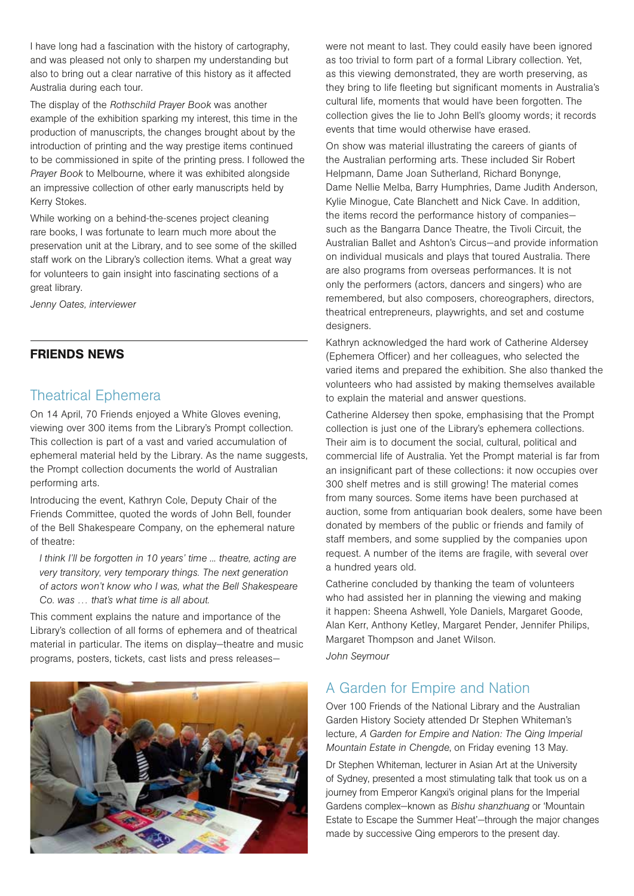I have long had a fascination with the history of cartography, and was pleased not only to sharpen my understanding but also to bring out a clear narrative of this history as it affected Australia during each tour.

The display of the *Rothschild Prayer Book* was another example of the exhibition sparking my interest, this time in the production of manuscripts, the changes brought about by the introduction of printing and the way prestige items continued to be commissioned in spite of the printing press. I followed the *Prayer Book* to Melbourne, where it was exhibited alongside an impressive collection of other early manuscripts held by Kerry Stokes.

While working on a behind-the-scenes project cleaning rare books, I was fortunate to learn much more about the preservation unit at the Library, and to see some of the skilled staff work on the Library's collection items. What a great way for volunteers to gain insight into fascinating sections of a great library.

*Jenny Oates, interviewer*

## FRIENDS NEWS

### Theatrical Ephemera

On 14 April, 70 Friends enjoyed a White Gloves evening, viewing over 300 items from the Library's Prompt collection. This collection is part of a vast and varied accumulation of ephemeral material held by the Library. As the name suggests, the Prompt collection documents the world of Australian performing arts.

Introducing the event, Kathryn Cole, Deputy Chair of the Friends Committee, quoted the words of John Bell, founder of the Bell Shakespeare Company, on the ephemeral nature of theatre:

> *I think I'll be forgotten in 10 years' time … theatre, acting are very transitory, very temporary things. The next generation of actors won't know who I was, what the Bell Shakespeare Co. was … that's what time is all about.*

This comment explains the nature and importance of the Library's collection of all forms of ephemera and of theatrical material in particular. The items on display—theatre and music programs, posters, tickets, cast lists and press releases—were not meant to last. They could easily have been ignored as too trivial to form part of a formal Library collection. Yet, as this viewing demonstrated, they are worth preserving, as they bring to life fleeting but significant moments in Australia's cultural life, moments that would have been forgotten. The collection gives the lie to John Bell's gloomy words; it records events that time would otherwise have erased.

On show was material illustrating the careers of giants of the Australian performing arts. These included Sir Robert Helpmann, Dame Joan Sutherland, Richard Bonynge, Dame Nellie Melba, Barry Humphries, Dame Judith Anderson, Kylie Minogue, Cate Blanchett and Nick Cave. In addition, the items record the performance history of companies—such as the Bangarra Dance Theatre, the Tivoli Circuit, the Australian Ballet and Ashton's Circus—and provide information on individual musicals and plays that toured Australia. There are also programs from overseas performances. It is not only the performers (actors, dancers and singers) who are remembered, but also composers, choreographers, directors, theatrical entrepreneurs, playwrights, and set and costume designers.

Kathryn acknowledged the hard work of Catherine Aldersey (Ephemera Officer) and her colleagues, who selected the varied items and prepared the exhibition. She also thanked the volunteers who had assisted by making themselves available to explain the material and answer questions.

Catherine Aldersey then spoke, emphasising that the Prompt collection is just one of the Library's ephemera collections. Their aim is to document the social, cultural, political and commercial life of Australia. Yet the Prompt material is far from an insignificant part of these collections: it now occupies over 300 shelf metres and is still growing! The material comes from many sources. Some items have been purchased at auction, some from antiquarian book dealers, some have been donated by members of the public or friends and family of staff members, and some supplied by the companies upon request. A number of the items are fragile, with several over a hundred years old.

Catherine concluded by thanking the team of volunteers who had assisted her in planning the viewing and making it happen: Sheena Ashwell, Yole Daniels, Margaret Goode, Alan Kerr, Anthony Ketley, Margaret Pender, Jennifer Philips, Margaret Thompson and Janet Wilson.

*John Seymour*

### A Garden for Empire and Nation

Over 100 Friends of the National Library and the Australian Garden History Society attended Dr Stephen Whiteman's lecture, *A Garden for Empire and Nation: The Qing Imperial Mountain Estate in Chengde*, on Friday evening 13 May.

Dr Stephen Whiteman, lecturer in Asian Art at the University of Sydney, presented a most stimulating talk that took us on a journey from Emperor Kangxi's original plans for the Imperial Gardens complex—known as *Bishu shanzhuang* or 'Mountain Estate to Escape the Summer Heat'—through the major changes made by successive Qing emperors to the present day.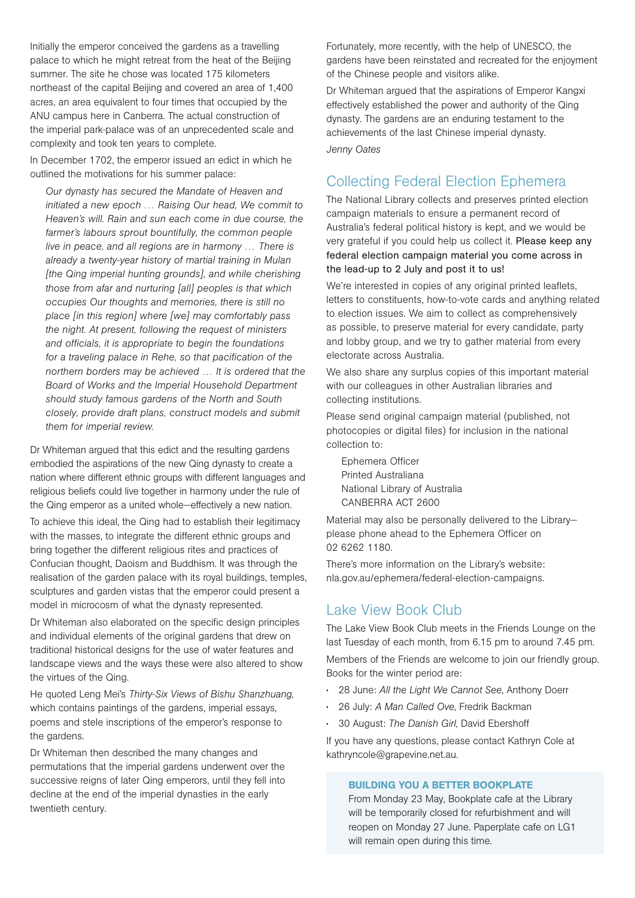Initially the emperor conceived the gardens as a travelling palace to which he might retreat from the heat of the Beijing summer. The site he chose was located 175 kilometers northeast of the capital Beijing and covered an area of 1,400 acres, an area equivalent to four times that occupied by the ANU campus here in Canberra. The actual construction of the imperial park-palace was of an unprecedented scale and complexity and took ten years to complete.

In December 1702, the emperor issued an edict in which he outlined the motivations for his summer palace:

> *Our dynasty has secured the Mandate of Heaven and initiated a new epoch … Raising Our head, We commit to Heaven's will. Rain and sun each come in due course, the farmer's labours sprout bountifully, the common people live in peace, and all regions are in harmony … There is already a twenty-year history of martial training in Mulan [the Qing imperial hunting grounds], and while cherishing those from afar and nurturing [all] peoples is that which occupies Our thoughts and memories, there is still no place [in this region] where [we] may comfortably pass the night. At present, following the request of ministers and officials, it is appropriate to begin the foundations for a traveling palace in Rehe, so that pacification of the northern borders may be achieved … It is ordered that the Board of Works and the Imperial Household Department should study famous gardens of the North and South closely, provide draft plans, construct models and submit them for imperial review.*

Dr Whiteman argued that this edict and the resulting gardens embodied the aspirations of the new Qing dynasty to create a nation where different ethnic groups with different languages and religious beliefs could live together in harmony under the rule of the Qing emperor as a united whole—effectively a new nation.

To achieve this ideal, the Qing had to establish their legitimacy with the masses, to integrate the different ethnic groups and bring together the different religious rites and practices of Confucian thought, Daoism and Buddhism. It was through the realisation of the garden palace with its royal buildings, temples, sculptures and garden vistas that the emperor could present a model in microcosm of what the dynasty represented.

Dr Whiteman also elaborated on the specific design principles and individual elements of the original gardens that drew on traditional historical designs for the use of water features and landscape views and the ways these were also altered to show the virtues of the Qing.

He quoted Leng Mei's *Thirty-Six Views of Bishu Shanzhuang,* which contains paintings of the gardens, imperial essays, poems and stele inscriptions of the emperor's response to the gardens.

Dr Whiteman then described the many changes and permutations that the imperial gardens underwent over the successive reigns of later Qing emperors, until they fell into decline at the end of the imperial dynasties in the early twentieth century.

Fortunately, more recently, with the help of UNESCO, the gardens have been reinstated and recreated for the enjoyment of the Chinese people and visitors alike.

Dr Whiteman argued that the aspirations of Emperor Kangxi effectively established the power and authority of the Qing dynasty. The gardens are an enduring testament to the achievements of the last Chinese imperial dynasty.

*Jenny Oates*

## Collecting Federal Election Ephemera

The National Library collects and preserves printed election campaign materials to ensure a permanent record of Australia's federal political history is kept, and we would be very grateful if you could help us collect it. Please keep any federal election campaign material you come across in the lead-up to 2 July and post it to us!

We're interested in copies of any original printed leaflets, letters to constituents, how-to-vote cards and anything related to election issues. We aim to collect as comprehensively as possible, to preserve material for every candidate, party and lobby group, and we try to gather material from every electorate across Australia.

We also share any surplus copies of this important material with our colleagues in other Australian libraries and collecting institutions.

Please send original campaign material (published, not photocopies or digital files) for inclusion in the national collection to:

Ephemera Officer  
Printed Australiana  
National Library of Australia  
CANBERRA ACT 2600

Material may also be personally delivered to the Library—please phone ahead to the Ephemera Officer on 02 6262 1180.

There's more information on the Library's website: nla.gov.au/ephemera/federal-election-campaigns.

## Lake View Book Club

The Lake View Book Club meets in the Friends Lounge on the last Tuesday of each month, from 6.15 pm to around 7.45 pm.

Members of the Friends are welcome to join our friendly group. Books for the winter period are:

- 28 June: *All the Light We Cannot See*, Anthony Doerr
- 26 July: *A Man Called Ove*, Fredrik Backman
- 30 August: *The Danish Girl,* David Ebershoff

If you have any questions, please contact Kathryn Cole at kathryncole@grapevine.net.au.

### BUILDING YOU A BETTER BOOKPLATE

From Monday 23 May, Bookplate cafe at the Library will be temporarily closed for refurbishment and will reopen on Monday 27 June. Paperplate cafe on LG1 will remain open during this time.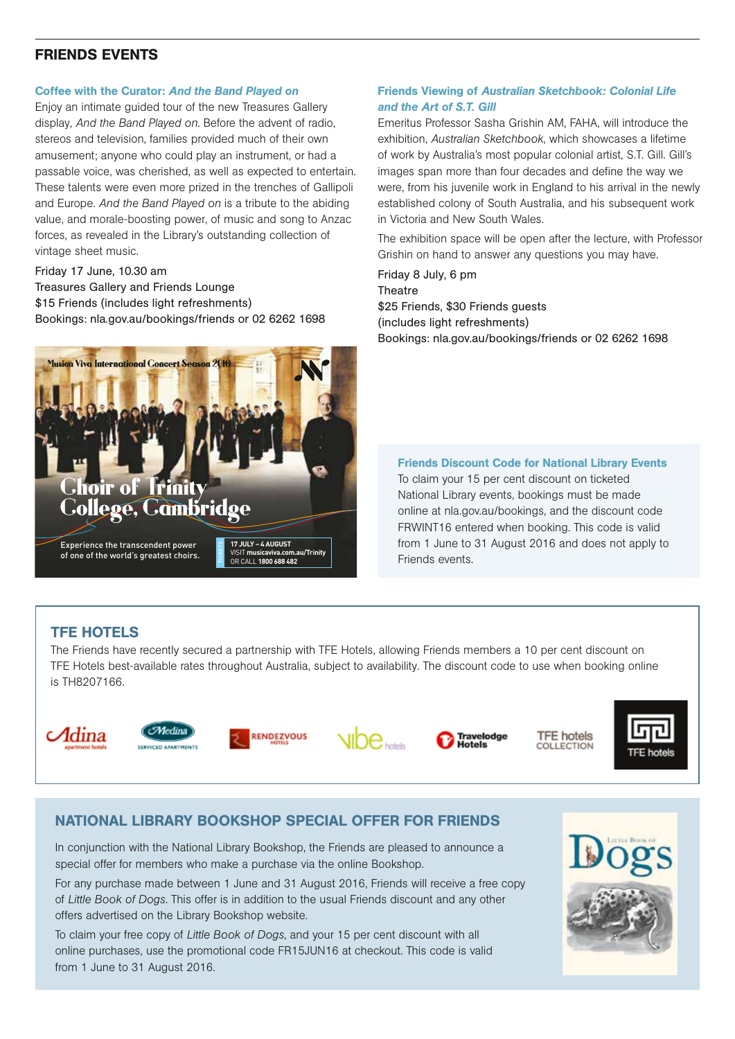## FRIENDS EVENTS

### Coffee with the Curator: *And the Band Played on*

Enjoy an intimate guided tour of the new Treasures Gallery display, *And the Band Played on*. Before the advent of radio, stereos and television, families provided much of their own amusement; anyone who could play an instrument, or had a passable voice, was cherished, as well as expected to entertain. These talents were even more prized in the trenches of Gallipoli and Europe. *And the Band Played on* is a tribute to the abiding value, and morale-boosting power, of music and song to Anzac forces, as revealed in the Library's outstanding collection of vintage sheet music.

Friday 17 June, 10.30 am
Treasures Gallery and Friends Lounge
$15 Friends (includes light refreshments)
Bookings: nla.gov.au/bookings/friends or 02 6262 1698

Musica Viva International Concert Season 2016

Choir of Trinity College, Cambridge

Experience the transcendent power of one of the world's greatest choirs.

TICKETS
17 JULY – 4 AUGUST
VISIT musicaviva.com.au/Trinity
OR CALL 1800 688 482

### Friends Viewing of *Australian Sketchbook: Colonial Life and the Art of S.T. Gill*

Emeritus Professor Sasha Grishin AM, FAHA, will introduce the exhibition, *Australian Sketchbook*, which showcases a lifetime of work by Australia's most popular colonial artist, S.T. Gill. Gill's images span more than four decades and define the way we were, from his juvenile work in England to his arrival in the newly established colony of South Australia, and his subsequent work in Victoria and New South Wales.

The exhibition space will be open after the lecture, with Professor Grishin on hand to answer any questions you may have.

Friday 8 July, 6 pm
Theatre
$25 Friends, $30 Friends guests
(includes light refreshments)
Bookings: nla.gov.au/bookings/friends or 02 6262 1698

### Friends Discount Code for National Library Events

To claim your 15 per cent discount on ticketed National Library events, bookings must be made online at nla.gov.au/bookings, and the discount code FRWINT16 entered when booking. This code is valid from 1 June to 31 August 2016 and does not apply to Friends events.

## TFE HOTELS

The Friends have recently secured a partnership with TFE Hotels, allowing Friends members a 10 per cent discount on TFE Hotels best-available rates throughout Australia, subject to availability. The discount code to use when booking online is TH8207166.

Adina apartment hotels · Medina Serviced Apartments · Rendezvous Hotels · Vibe hotels · Travelodge Hotels · TFE hotels Collection · TFE hotels

## NATIONAL LIBRARY BOOKSHOP SPECIAL OFFER FOR FRIENDS

In conjunction with the National Library Bookshop, the Friends are pleased to announce a special offer for members who make a purchase via the online Bookshop.

For any purchase made between 1 June and 31 August 2016, Friends will receive a free copy of *Little Book of Dogs*. This offer is in addition to the usual Friends discount and any other offers advertised on the Library Bookshop website.

To claim your free copy of *Little Book of Dogs*, and your 15 per cent discount with all online purchases, use the promotional code FR15JUN16 at checkout. This code is valid from 1 June to 31 August 2016.

Little Book of Dogs